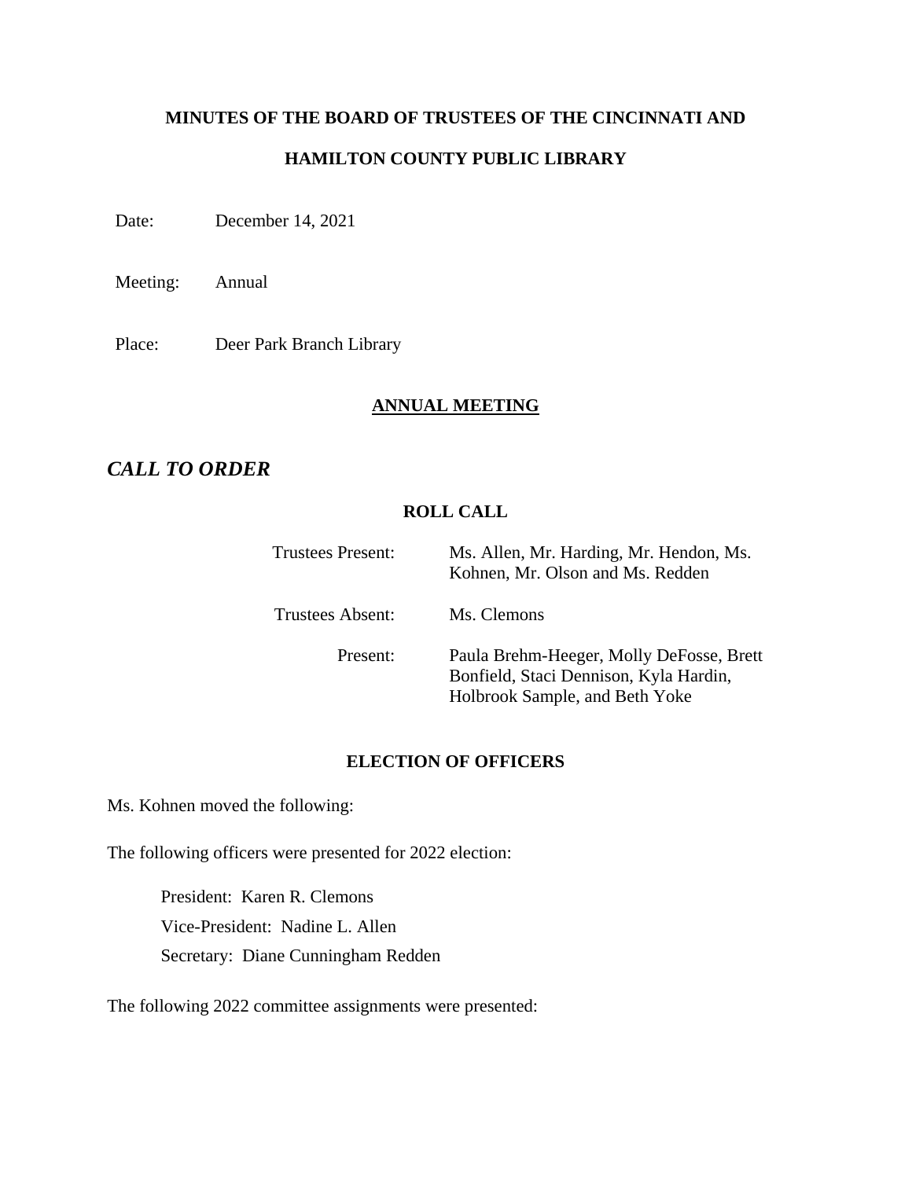**MINUTES OF THE BOARD OF TRUSTEES OF THE CINCINNATI AND**

**HAMILTON COUNTY PUBLIC LIBRARY**

Date: December 14, 2021

Meeting: Annual

Place: Deer Park Branch Library

## ANNUAL MEETING

## *CALL TO ORDER*

### ROLL CALL

| | |
|---|---|
| Trustees Present: | Ms. Allen, Mr. Harding, Mr. Hendon, Ms. Kohnen, Mr. Olson and Ms. Redden |
| Trustees Absent: | Ms. Clemons |
| Present: | Paula Brehm-Heeger, Molly DeFosse, Brett Bonfield, Staci Dennison, Kyla Hardin, Holbrook Sample, and Beth Yoke |

### ELECTION OF OFFICERS

Ms. Kohnen moved the following:

The following officers were presented for 2022 election:

President: Karen R. Clemons
Vice-President: Nadine L. Allen
Secretary: Diane Cunningham Redden

The following 2022 committee assignments were presented: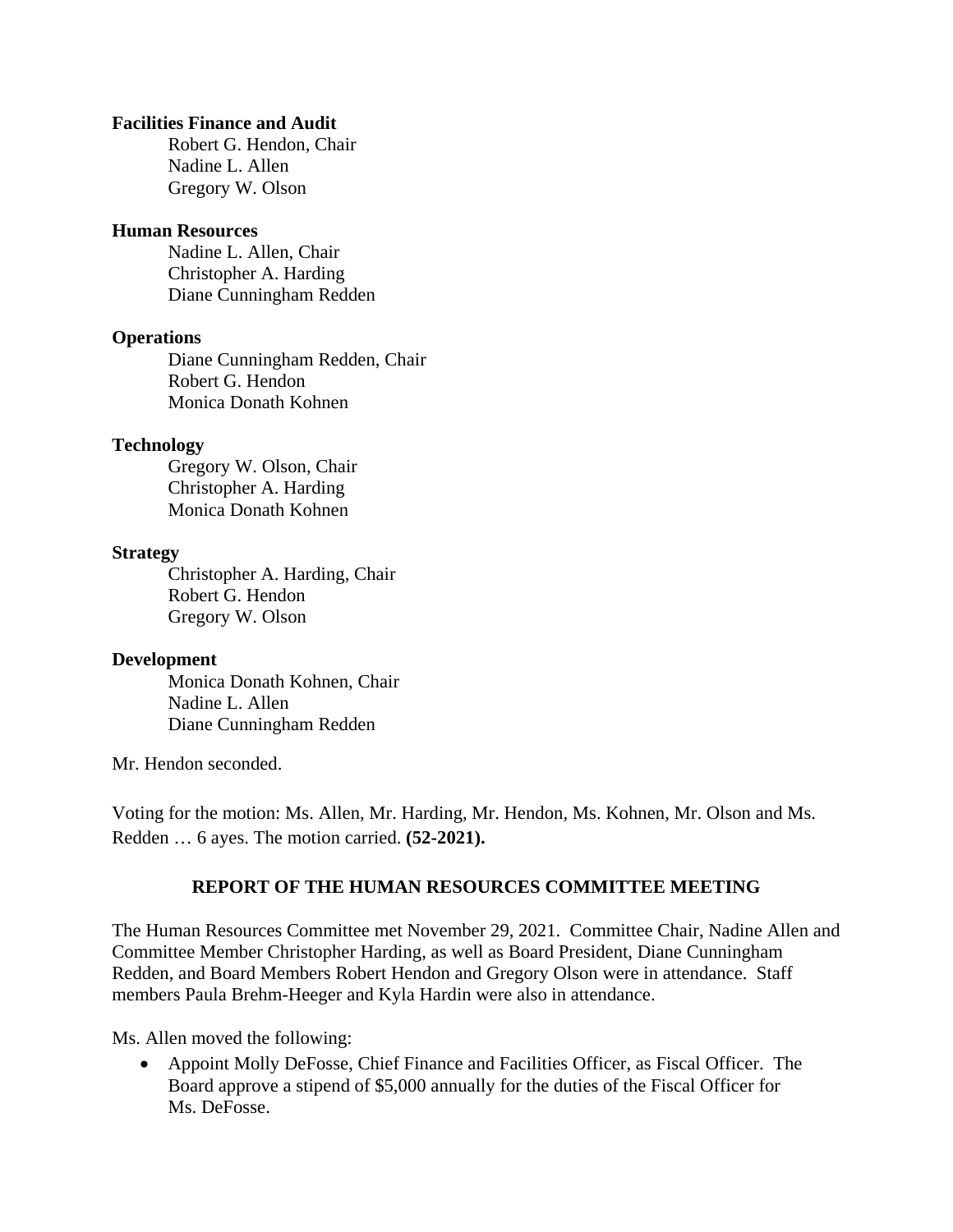**Facilities Finance and Audit**

Robert G. Hendon, Chair
Nadine L. Allen
Gregory W. Olson

**Human Resources**

Nadine L. Allen, Chair
Christopher A. Harding
Diane Cunningham Redden

**Operations**

Diane Cunningham Redden, Chair
Robert G. Hendon
Monica Donath Kohnen

**Technology**

Gregory W. Olson, Chair
Christopher A. Harding
Monica Donath Kohnen

**Strategy**

Christopher A. Harding, Chair
Robert G. Hendon
Gregory W. Olson

**Development**

Monica Donath Kohnen, Chair
Nadine L. Allen
Diane Cunningham Redden

Mr. Hendon seconded.

Voting for the motion: Ms. Allen, Mr. Harding, Mr. Hendon, Ms. Kohnen, Mr. Olson and Ms. Redden … 6 ayes. The motion carried. **(52-2021).**

## REPORT OF THE HUMAN RESOURCES COMMITTEE MEETING

The Human Resources Committee met November 29, 2021. Committee Chair, Nadine Allen and Committee Member Christopher Harding, as well as Board President, Diane Cunningham Redden, and Board Members Robert Hendon and Gregory Olson were in attendance. Staff members Paula Brehm-Heeger and Kyla Hardin were also in attendance.

Ms. Allen moved the following:

- Appoint Molly DeFosse, Chief Finance and Facilities Officer, as Fiscal Officer. The Board approve a stipend of $5,000 annually for the duties of the Fiscal Officer for Ms. DeFosse.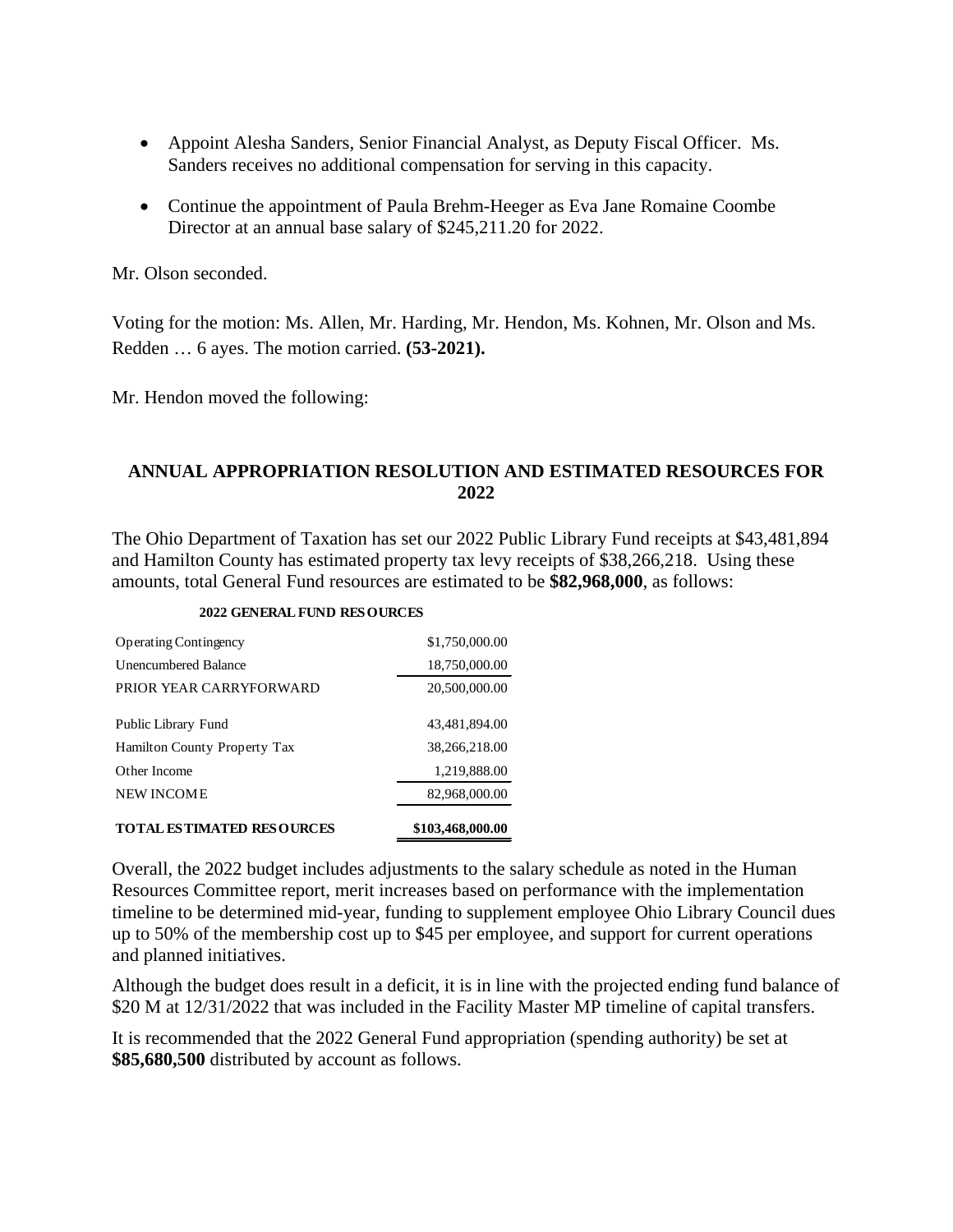- Appoint Alesha Sanders, Senior Financial Analyst, as Deputy Fiscal Officer. Ms. Sanders receives no additional compensation for serving in this capacity.
- Continue the appointment of Paula Brehm-Heeger as Eva Jane Romaine Coombe Director at an annual base salary of $245,211.20 for 2022.

Mr. Olson seconded.

Voting for the motion: Ms. Allen, Mr. Harding, Mr. Hendon, Ms. Kohnen, Mr. Olson and Ms. Redden … 6 ayes. The motion carried. **(53-2021).**

Mr. Hendon moved the following:

## ANNUAL APPROPRIATION RESOLUTION AND ESTIMATED RESOURCES FOR 2022

The Ohio Department of Taxation has set our 2022 Public Library Fund receipts at $43,481,894 and Hamilton County has estimated property tax levy receipts of $38,266,218. Using these amounts, total General Fund resources are estimated to be **$82,968,000**, as follows:

**2022 GENERAL FUND RESOURCES**

| | |
|---|---|
| Operating Contingency | $1,750,000.00 |
| Unencumbered Balance | 18,750,000.00 |
| PRIOR YEAR CARRYFORWARD | 20,500,000.00 |
| Public Library Fund | 43,481,894.00 |
| Hamilton County Property Tax | 38,266,218.00 |
| Other Income | 1,219,888.00 |
| NEW INCOME | 82,968,000.00 |
| **TOTAL ESTIMATED RESOURCES** | **$103,468,000.00** |

Overall, the 2022 budget includes adjustments to the salary schedule as noted in the Human Resources Committee report, merit increases based on performance with the implementation timeline to be determined mid-year, funding to supplement employee Ohio Library Council dues up to 50% of the membership cost up to $45 per employee, and support for current operations and planned initiatives.

Although the budget does result in a deficit, it is in line with the projected ending fund balance of $20 M at 12/31/2022 that was included in the Facility Master MP timeline of capital transfers.

It is recommended that the 2022 General Fund appropriation (spending authority) be set at **$85,680,500** distributed by account as follows.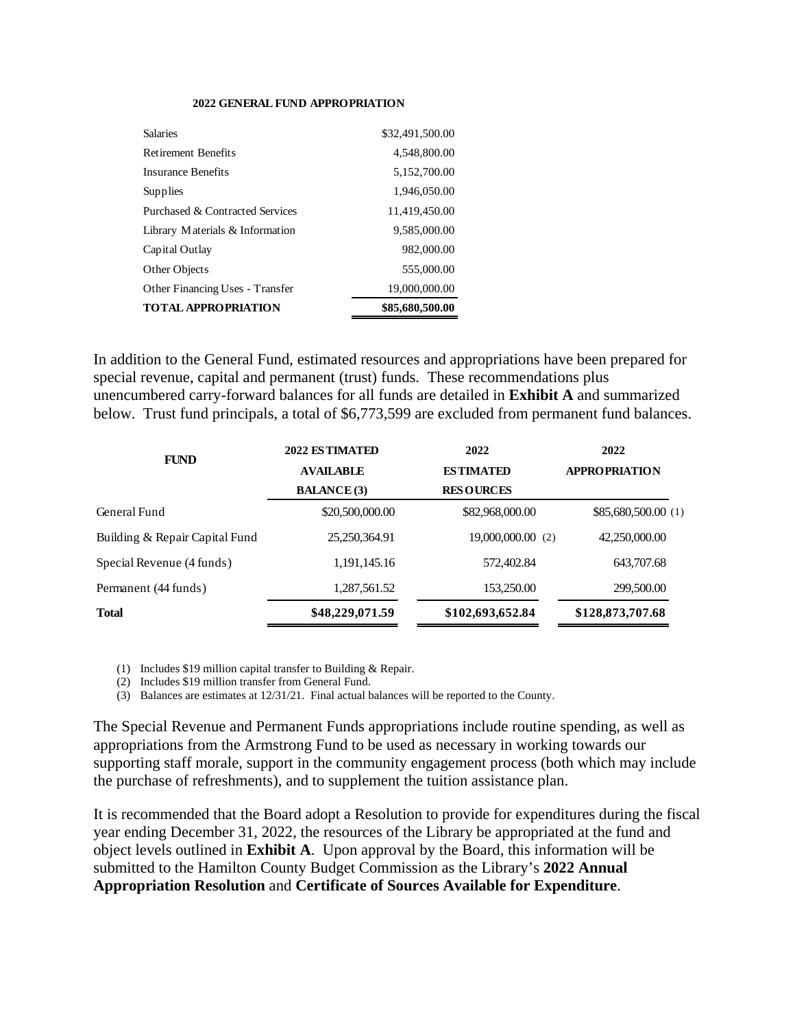**2022 GENERAL FUND APPROPRIATION**

| | |
|---|---:|
| Salaries | \$32,491,500.00 |
| Retirement Benefits | 4,548,800.00 |
| Insurance Benefits | 5,152,700.00 |
| Supplies | 1,946,050.00 |
| Purchased & Contracted Services | 11,419,450.00 |
| Library Materials & Information | 9,585,000.00 |
| Capital Outlay | 982,000.00 |
| Other Objects | 555,000.00 |
| Other Financing Uses - Transfer | 19,000,000.00 |
| **TOTAL APPROPRIATION** | **\$85,680,500.00** |

In addition to the General Fund, estimated resources and appropriations have been prepared for special revenue, capital and permanent (trust) funds. These recommendations plus unencumbered carry-forward balances for all funds are detailed in **Exhibit A** and summarized below. Trust fund principals, a total of \$6,773,599 are excluded from permanent fund balances.

| FUND | 2022 ESTIMATED AVAILABLE BALANCE (3) | 2022 ESTIMATED RESOURCES | 2022 APPROPRIATION |
|---|---:|---:|---:|
| General Fund | \$20,500,000.00 | \$82,968,000.00 | \$85,680,500.00 (1) |
| Building & Repair Capital Fund | 25,250,364.91 | 19,000,000.00 (2) | 42,250,000.00 |
| Special Revenue (4 funds) | 1,191,145.16 | 572,402.84 | 643,707.68 |
| Permanent (44 funds) | 1,287,561.52 | 153,250.00 | 299,500.00 |
| **Total** | **\$48,229,071.59** | **\$102,693,652.84** | **\$128,873,707.68** |

(1) Includes \$19 million capital transfer to Building & Repair.
(2) Includes \$19 million transfer from General Fund.
(3) Balances are estimates at 12/31/21. Final actual balances will be reported to the County.

The Special Revenue and Permanent Funds appropriations include routine spending, as well as appropriations from the Armstrong Fund to be used as necessary in working towards our supporting staff morale, support in the community engagement process (both which may include the purchase of refreshments), and to supplement the tuition assistance plan.

It is recommended that the Board adopt a Resolution to provide for expenditures during the fiscal year ending December 31, 2022, the resources of the Library be appropriated at the fund and object levels outlined in **Exhibit A**. Upon approval by the Board, this information will be submitted to the Hamilton County Budget Commission as the Library's **2022 Annual Appropriation Resolution** and **Certificate of Sources Available for Expenditure**.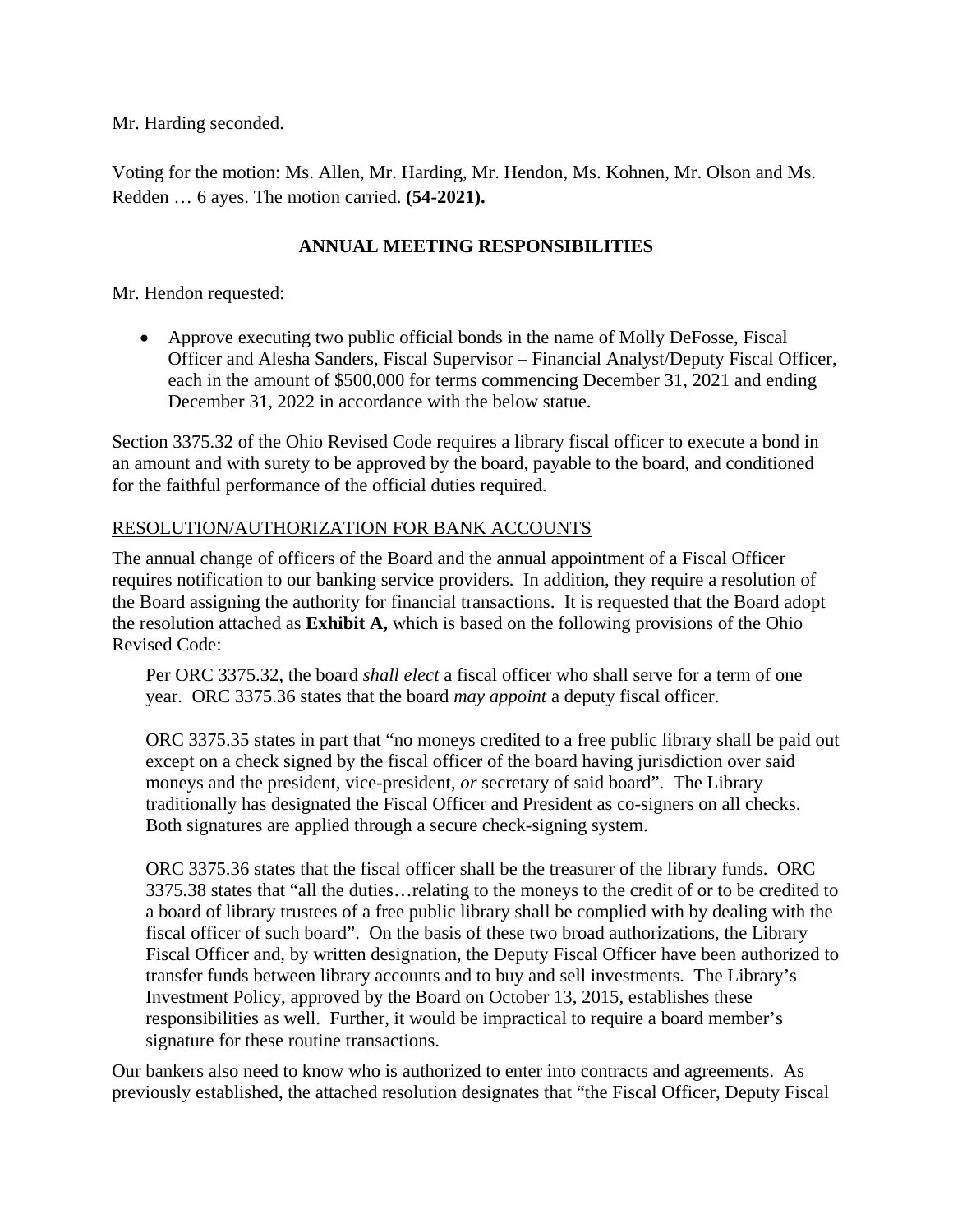Mr. Harding seconded.

Voting for the motion: Ms. Allen, Mr. Harding, Mr. Hendon, Ms. Kohnen, Mr. Olson and Ms. Redden … 6 ayes. The motion carried. **(54-2021).**

## ANNUAL MEETING RESPONSIBILITIES

Mr. Hendon requested:

- Approve executing two public official bonds in the name of Molly DeFosse, Fiscal Officer and Alesha Sanders, Fiscal Supervisor – Financial Analyst/Deputy Fiscal Officer, each in the amount of $500,000 for terms commencing December 31, 2021 and ending December 31, 2022 in accordance with the below statue.

Section 3375.32 of the Ohio Revised Code requires a library fiscal officer to execute a bond in an amount and with surety to be approved by the board, payable to the board, and conditioned for the faithful performance of the official duties required.

RESOLUTION/AUTHORIZATION FOR BANK ACCOUNTS

The annual change of officers of the Board and the annual appointment of a Fiscal Officer requires notification to our banking service providers. In addition, they require a resolution of the Board assigning the authority for financial transactions. It is requested that the Board adopt the resolution attached as **Exhibit A,** which is based on the following provisions of the Ohio Revised Code:

> Per ORC 3375.32, the board *shall elect* a fiscal officer who shall serve for a term of one year. ORC 3375.36 states that the board *may appoint* a deputy fiscal officer.
>
> ORC 3375.35 states in part that "no moneys credited to a free public library shall be paid out except on a check signed by the fiscal officer of the board having jurisdiction over said moneys and the president, vice-president, *or* secretary of said board". The Library traditionally has designated the Fiscal Officer and President as co-signers on all checks. Both signatures are applied through a secure check-signing system.
>
> ORC 3375.36 states that the fiscal officer shall be the treasurer of the library funds. ORC 3375.38 states that "all the duties…relating to the moneys to the credit of or to be credited to a board of library trustees of a free public library shall be complied with by dealing with the fiscal officer of such board". On the basis of these two broad authorizations, the Library Fiscal Officer and, by written designation, the Deputy Fiscal Officer have been authorized to transfer funds between library accounts and to buy and sell investments. The Library's Investment Policy, approved by the Board on October 13, 2015, establishes these responsibilities as well. Further, it would be impractical to require a board member's signature for these routine transactions.

Our bankers also need to know who is authorized to enter into contracts and agreements. As previously established, the attached resolution designates that "the Fiscal Officer, Deputy Fiscal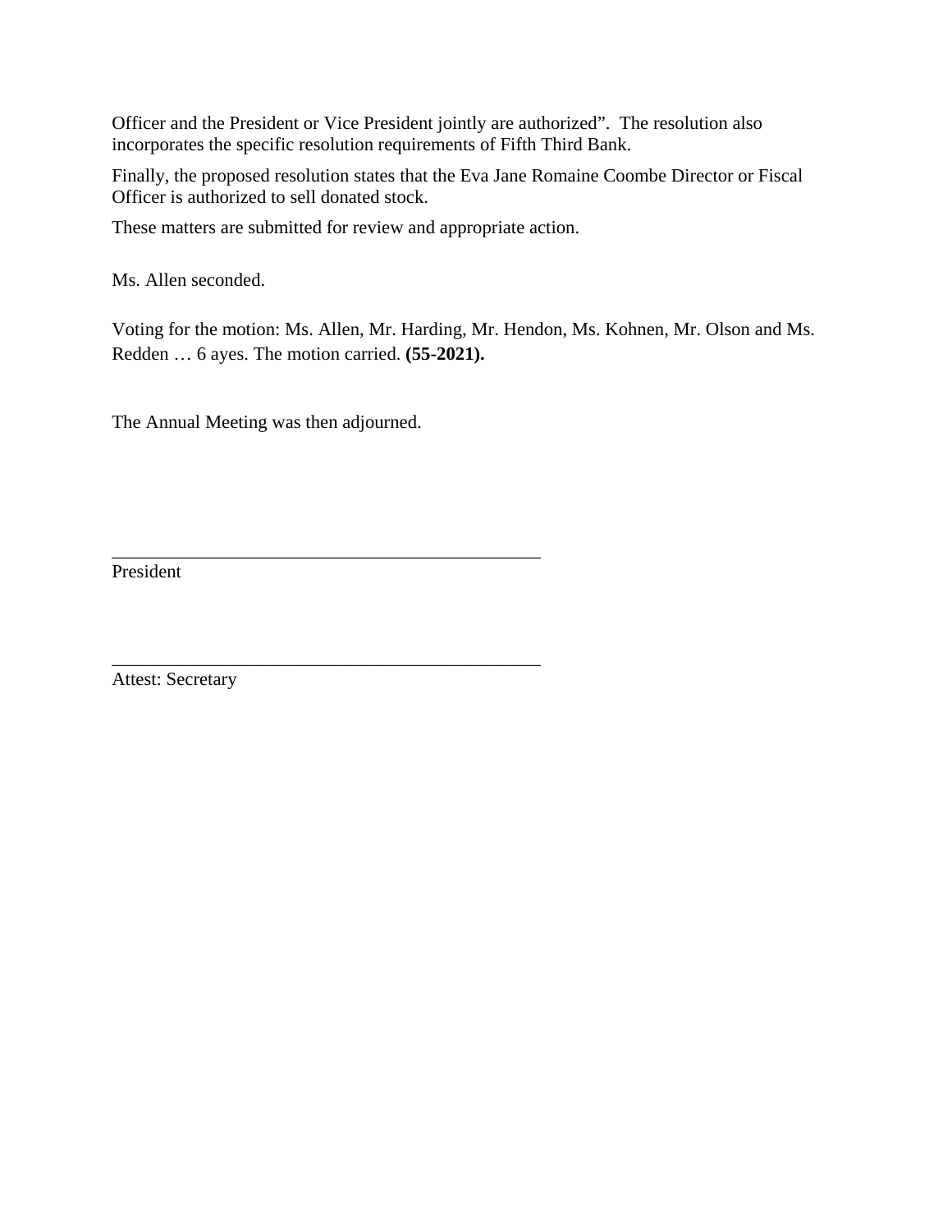Officer and the President or Vice President jointly are authorized". The resolution also incorporates the specific resolution requirements of Fifth Third Bank.

Finally, the proposed resolution states that the Eva Jane Romaine Coombe Director or Fiscal Officer is authorized to sell donated stock.

These matters are submitted for review and appropriate action.

Ms. Allen seconded.

Voting for the motion: Ms. Allen, Mr. Harding, Mr. Hendon, Ms. Kohnen, Mr. Olson and Ms. Redden … 6 ayes. The motion carried. **(55-2021).**

The Annual Meeting was then adjourned.

\_\_\_\_\_\_\_\_\_\_\_\_\_\_\_\_\_\_\_\_\_\_\_\_\_\_\_\_\_\_\_\_\_\_\_\_\_\_\_\_\_\_\_\_\_\_

President

\_\_\_\_\_\_\_\_\_\_\_\_\_\_\_\_\_\_\_\_\_\_\_\_\_\_\_\_\_\_\_\_\_\_\_\_\_\_\_\_\_\_\_\_\_\_

Attest: Secretary